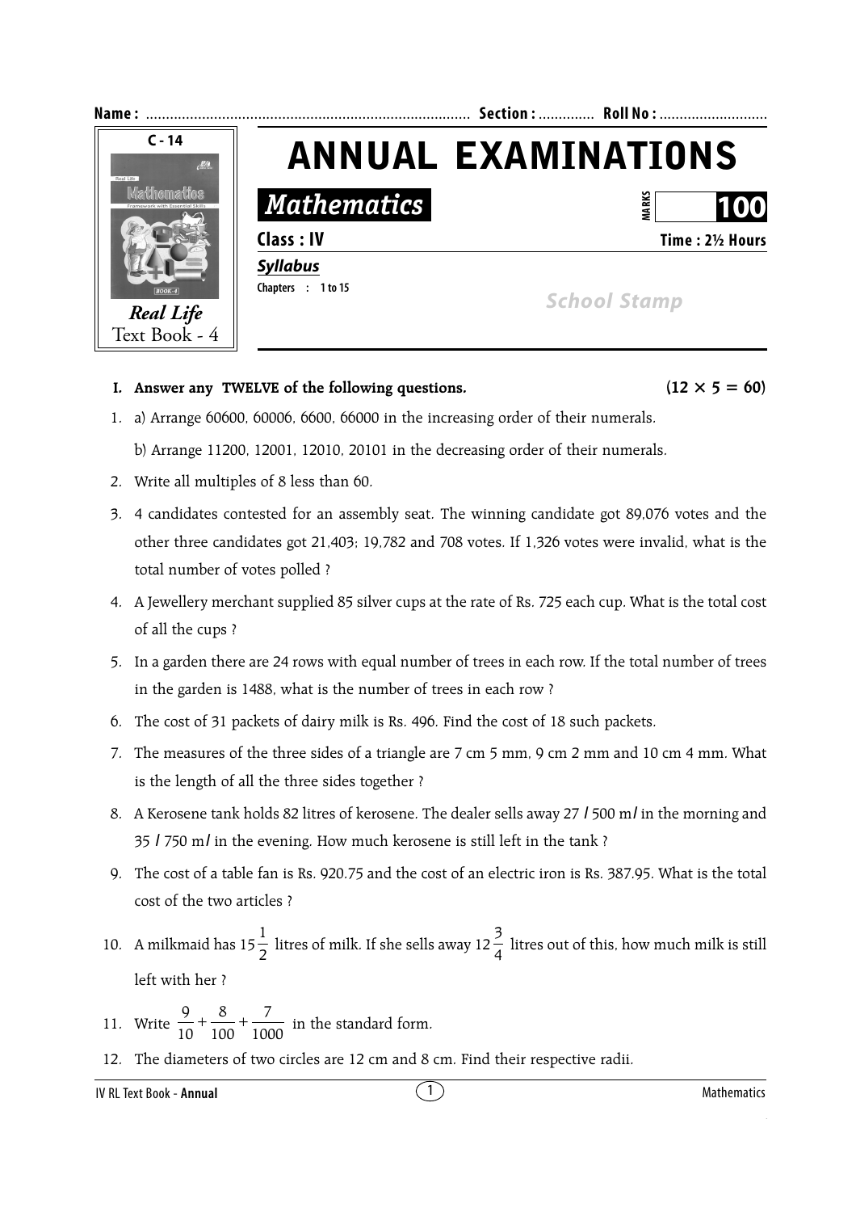Name : ................................................................................ Section : ............. Roll No : ...........................

C - 14

*Real Life*
Text Book - 4

# ANNUAL EXAMINATIONS

## *Mathematics*

MARKS **100**

**Class : IV** **Time : 2½ Hours**

***Syllabus***

**Chapters : 1 to 15**

*School Stamp*

**I. Answer any TWELVE of the following questions.** **(12 × 5 = 60)**

1. a) Arrange 60600, 60006, 6600, 66000 in the increasing order of their numerals.

   b) Arrange 11200, 12001, 12010, 20101 in the decreasing order of their numerals.

2. Write all multiples of 8 less than 60.

3. 4 candidates contested for an assembly seat. The winning candidate got 89,076 votes and the other three candidates got 21,403; 19,782 and 708 votes. If 1,326 votes were invalid, what is the total number of votes polled ?

4. A Jewellery merchant supplied 85 silver cups at the rate of Rs. 725 each cup. What is the total cost of all the cups ?

5. In a garden there are 24 rows with equal number of trees in each row. If the total number of trees in the garden is 1488, what is the number of trees in each row ?

6. The cost of 31 packets of dairy milk is Rs. 496. Find the cost of 18 such packets.

7. The measures of the three sides of a triangle are 7 cm 5 mm, 9 cm 2 mm and 10 cm 4 mm. What is the length of all the three sides together ?

8. A Kerosene tank holds 82 litres of kerosene. The dealer sells away 27 $l$ 500 m$l$ in the morning and 35 $l$ 750 m$l$ in the evening. How much kerosene is still left in the tank ?

9. The cost of a table fan is Rs. 920.75 and the cost of an electric iron is Rs. 387.95. What is the total cost of the two articles ?

10. A milkmaid has $15\frac{1}{2}$ litres of milk. If she sells away $12\frac{3}{4}$ litres out of this, how much milk is still left with her ?

11. Write $\frac{9}{10}+\frac{8}{100}+\frac{7}{1000}$ in the standard form.

12. The diameters of two circles are 12 cm and 8 cm. Find their respective radii.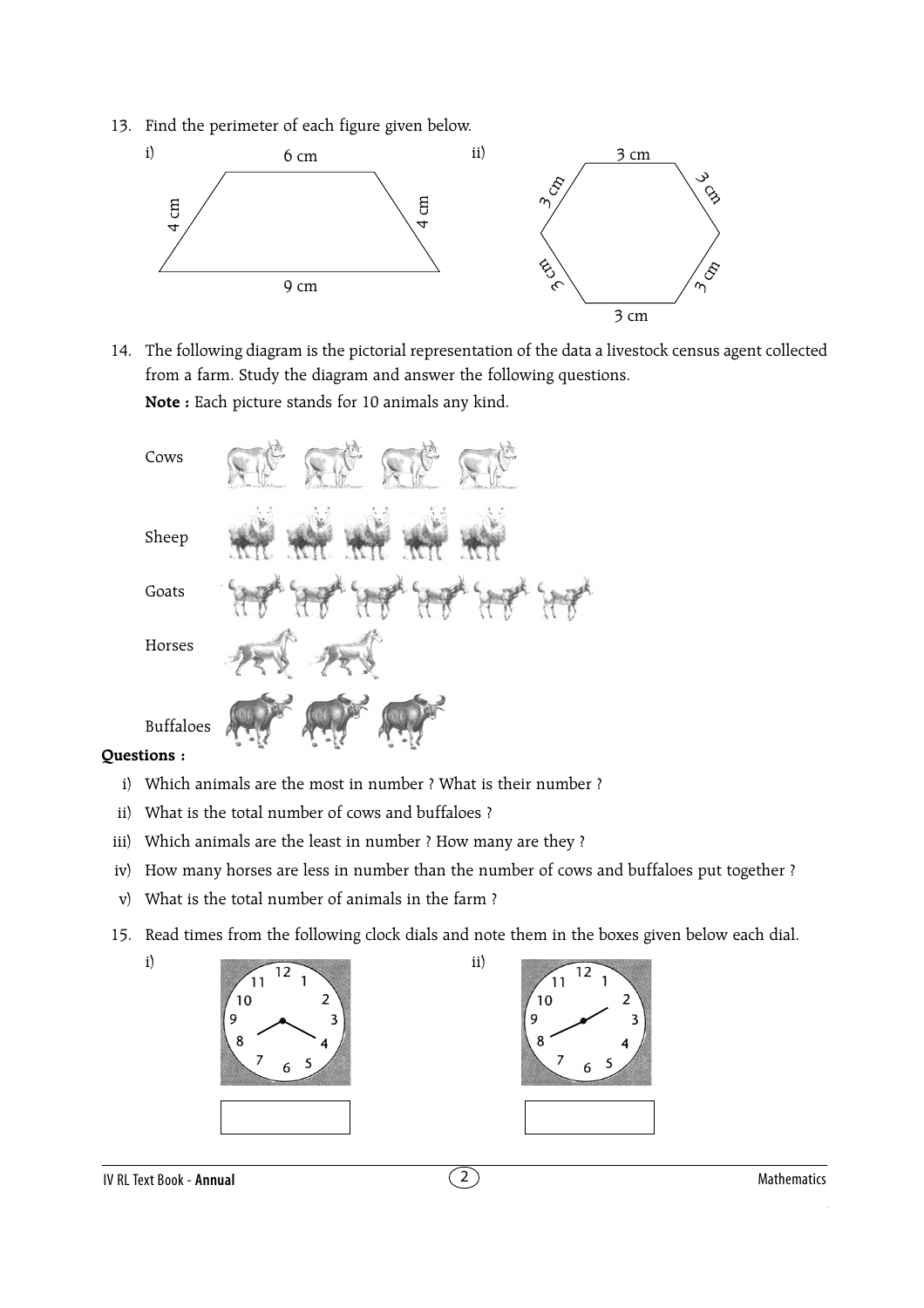13. Find the perimeter of each figure given below.

i) 6 cm, 4 cm, 4 cm, 9 cm

ii) 3 cm, 3 cm, 3 cm, 3 cm, 3 cm, 3 cm

14. The following diagram is the pictorial representation of the data a livestock census agent collected from a farm. Study the diagram and answer the following questions.

**Note :** Each picture stands for 10 animals any kind.

Cows

Sheep

Goats

Horses

Buffaloes

**Questions :**

i) Which animals are the most in number ? What is their number ?

ii) What is the total number of cows and buffaloes ?

iii) Which animals are the least in number ? How many are they ?

iv) How many horses are less in number than the number of cows and buffaloes put together ?

v) What is the total number of animals in the farm ?

15. Read times from the following clock dials and note them in the boxes given below each dial.

i)

ii)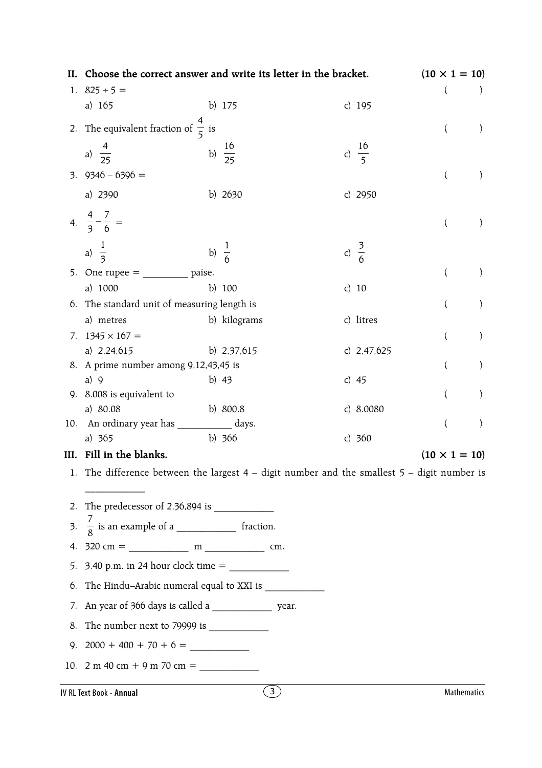## II. Choose the correct answer and write its letter in the bracket. (10 × 1 = 10)

1. $825 \div 5 =$ ( )
   a) 165 b) 175 c) 195

2. The equivalent fraction of $\frac{4}{5}$ is ( )
   a) $\frac{4}{25}$ b) $\frac{16}{25}$ c) $\frac{16}{5}$

3. $9346 - 6396 =$ ( )
   a) 2390 b) 2630 c) 2950

4. $\frac{4}{3} - \frac{7}{6} =$ ( )
   a) $\frac{1}{3}$ b) $\frac{1}{6}$ c) $\frac{3}{6}$

5. One rupee = _________ paise. ( )
   a) 1000 b) 100 c) 10

6. The standard unit of measuring length is ( )
   a) metres b) kilograms c) litres

7. $1345 \times 167 =$ ( )
   a) 2,24,615 b) 2,37,615 c) 2,47,625

8. A prime number among 9,12,43,45 is ( )
   a) 9 b) 43 c) 45

9. 8.008 is equivalent to ( )
   a) 80.08 b) 800.8 c) 8.0080

10. An ordinary year has ___________ days. ( )
    a) 365 b) 366 c) 360

## III. Fill in the blanks. (10 × 1 = 10)

1. The difference between the largest 4 – digit number and the smallest 5 – digit number is ____________
2. The predecessor of 2,36,894 is ____________
3. $\frac{7}{8}$ is an example of a ____________ fraction.
4. 320 cm = ____________ m ____________ cm.
5. 3.40 p.m. in 24 hour clock time = ____________
6. The Hindu–Arabic numeral equal to XXI is ____________
7. An year of 366 days is called a ____________ year.
8. The number next to 79999 is ____________
9. 2000 + 400 + 70 + 6 = ____________
10. 2 m 40 cm + 9 m 70 cm = ____________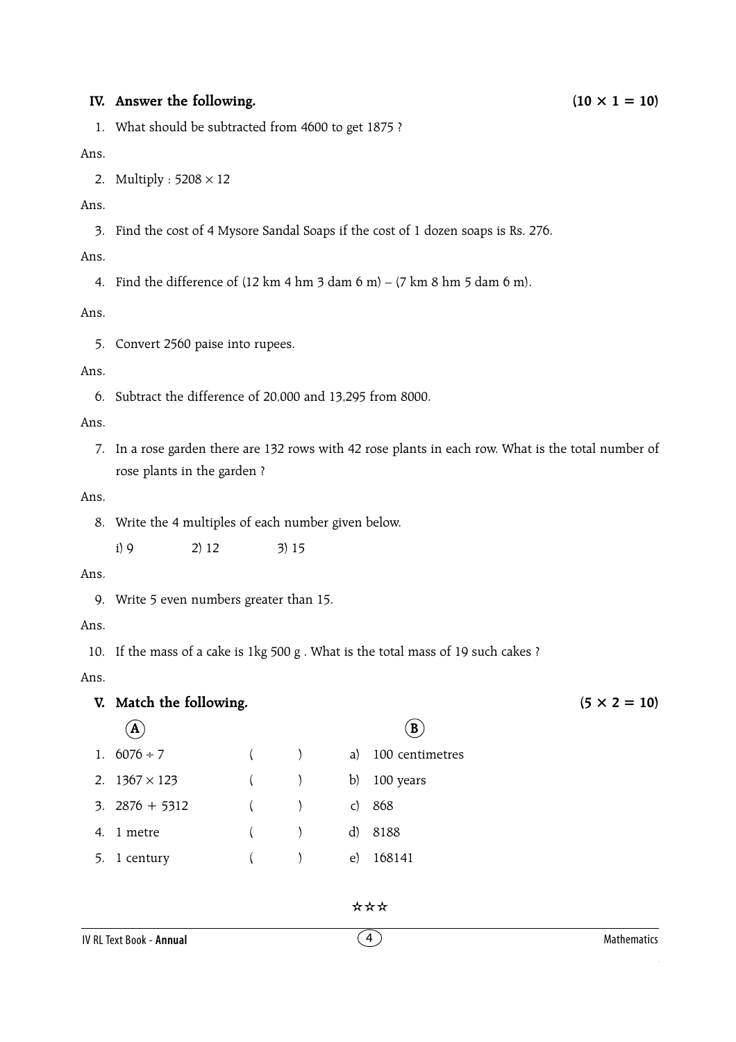## IV. Answer the following. (10 × 1 = 10)

1. What should be subtracted from 4600 to get 1875 ?

Ans.

2. Multiply : $5208 \times 12$

Ans.

3. Find the cost of 4 Mysore Sandal Soaps if the cost of 1 dozen soaps is Rs. 276.

Ans.

4. Find the difference of (12 km 4 hm 3 dam 6 m) – (7 km 8 hm 5 dam 6 m).

Ans.

5. Convert 2560 paise into rupees.

Ans.

6. Subtract the difference of 20,000 and 13,295 from 8000.

Ans.

7. In a rose garden there are 132 rows with 42 rose plants in each row. What is the total number of rose plants in the garden ?

Ans.

8. Write the 4 multiples of each number given below.

   i) 9 2) 12 3) 15

Ans.

9. Write 5 even numbers greater than 15.

Ans.

10. If the mass of a cake is 1kg 500 g . What is the total mass of 19 such cakes ?

Ans.

## V. Match the following. (5 × 2 = 10)

| | A | | | B |
|---|---|---|---|---|
| 1. | $6076 \div 7$ | (  ) | a) | 100 centimetres |
| 2. | $1367 \times 123$ | (  ) | b) | 100 years |
| 3. | $2876 + 5312$ | (  ) | c) | 868 |
| 4. | 1 metre | (  ) | d) | 8188 |
| 5. | 1 century | (  ) | e) | 168141 |

☆☆☆